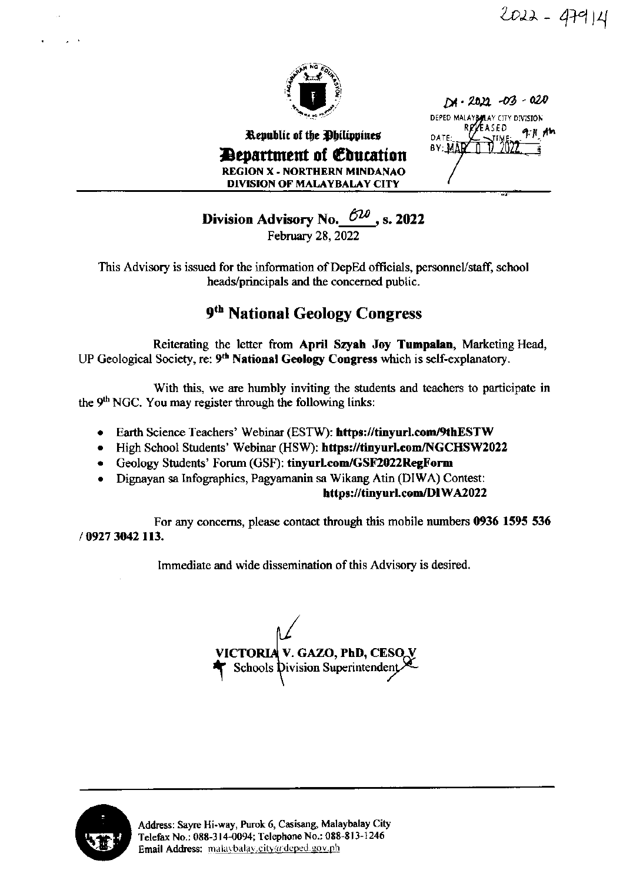2022 - 47914

Republic of the Philippines
**Department of Education**
**REGION X - NORTHERN MINDANAO**
**DIVISION OF MALAYBALAY CITY**

DA - 2022 -03 - 020
DEPED MALAYBALAY CITY DIVISION
RELEASED
DATE: MAR 01 2022 TIME: 9:11 Am
BY:

**Division Advisory No. 620, s. 2022**
February 28, 2022

This Advisory is issued for the information of DepEd officials, personnel/staff, school heads/principals and the concerned public.

## 9th National Geology Congress

Reiterating the letter from **April Szyah Joy Tumpalan**, Marketing Head, UP Geological Society, re: **9th National Geology Congress** which is self-explanatory.

With this, we are humbly inviting the students and teachers to participate in the 9th NGC. You may register through the following links:

- Earth Science Teachers' Webinar (ESTW): **https://tinyurl.com/9thESTW**
- High School Students' Webinar (HSW): **https://tinyurl.com/NGCHSW2022**
- Geology Students' Forum (GSF): **tinyurl.com/GSF2022RegForm**
- Dignayan sa Infographics, Pagyamanin sa Wikang Atin (DIWA) Contest: **https://tinyurl.com/DIWA2022**

For any concerns, please contact through this mobile numbers **0936 1595 536 / 0927 3042 113.**

Immediate and wide dissemination of this Advisory is desired.

**VICTORIA V. GAZO, PhD, CESO V**
Schools Division Superintendent

Address: Sayre Hi-way, Purok 6, Casisang, Malaybalay City
Telefax No.: 088-314-0094; Telephone No.: 088-813-1246
Email Address: malaybalay.city@deped.gov.ph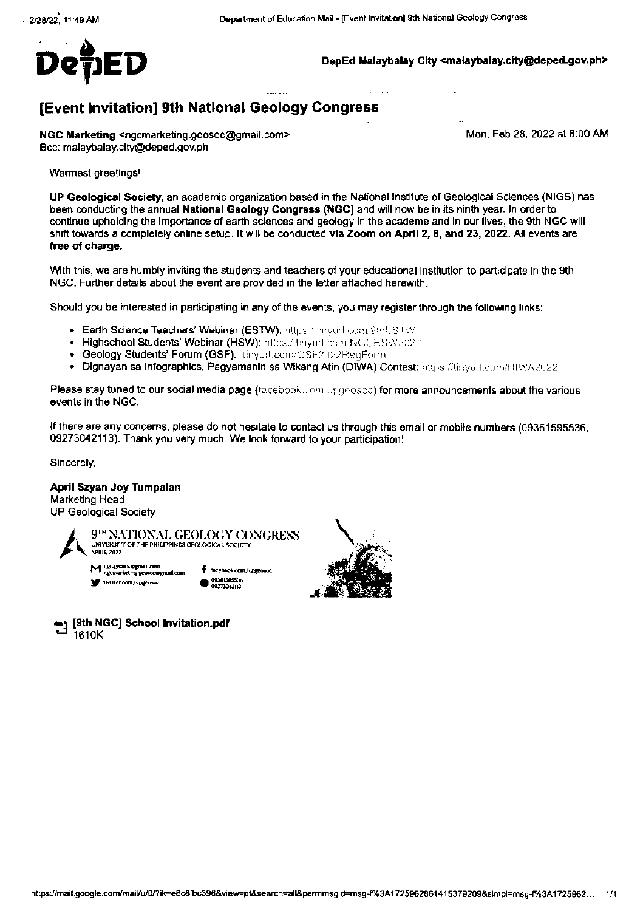**DepED**

**DepEd Malaybalay City <malaybalay.city@deped.gov.ph>**

# [Event Invitation] 9th National Geology Congress

**NGC Marketing** <ngcmarketing.geosoc@gmail.com>
Bcc: malaybalay.city@deped.gov.ph

Mon, Feb 28, 2022 at 8:00 AM

Warmest greetings!

**UP Geological Society**, an academic organization based in the National Institute of Geological Sciences (NIGS) has been conducting the annual **National Geology Congress (NGC)** and will now be in its ninth year. In order to continue upholding the importance of earth sciences and geology in the academe and in our lives, the 9th NGC will shift towards a completely online setup. **It will be conducted via Zoom on April 2, 8, and 23, 2022.** All events are **free of charge.**

With this, we are humbly inviting the students and teachers of your educational institution to participate in the 9th NGC. Further details about the event are provided in the letter attached herewith.

Should you be interested in participating in any of the events, you may register through the following links:

- Earth Science Teachers' Webinar (**ESTW**): https://tinyurl.com/9thESTW
- Highschool Students' Webinar (**HSW**): https://tinyurl.com/NGCHSW2022
- Geology Students' Forum (**GSF**): tinyurl.com/GSF2022RegForm
- Dignayan sa Infographics, Pagyamanin sa Wikang Atin (DIWA) Contest: https://tinyurl.com/DIWA2022

Please stay tuned to our social media page (facebook.com/upgeosoc) for more announcements about the various events in the NGC.

If there are any concerns, please do not hesitate to contact us through this email or mobile numbers (09361595536, 09273042113). Thank you very much. We look forward to your participation!

Sincerely,

**April Szyan Joy Tumpalan**
Marketing Head
UP Geological Society

9TH NATIONAL GEOLOGY CONGRESS
UNIVERSITY OF THE PHILIPPINES GEOLOGICAL SOCIETY
APRIL 2022

ngc.geosoc@gmail.com
ngcmarketing.geosoc@gmail.com
twitter.com/upgeosoc
facebook.com/upgeosoc
09361595536
09273042113

**[9th NGC] School Invitation.pdf**
1610K